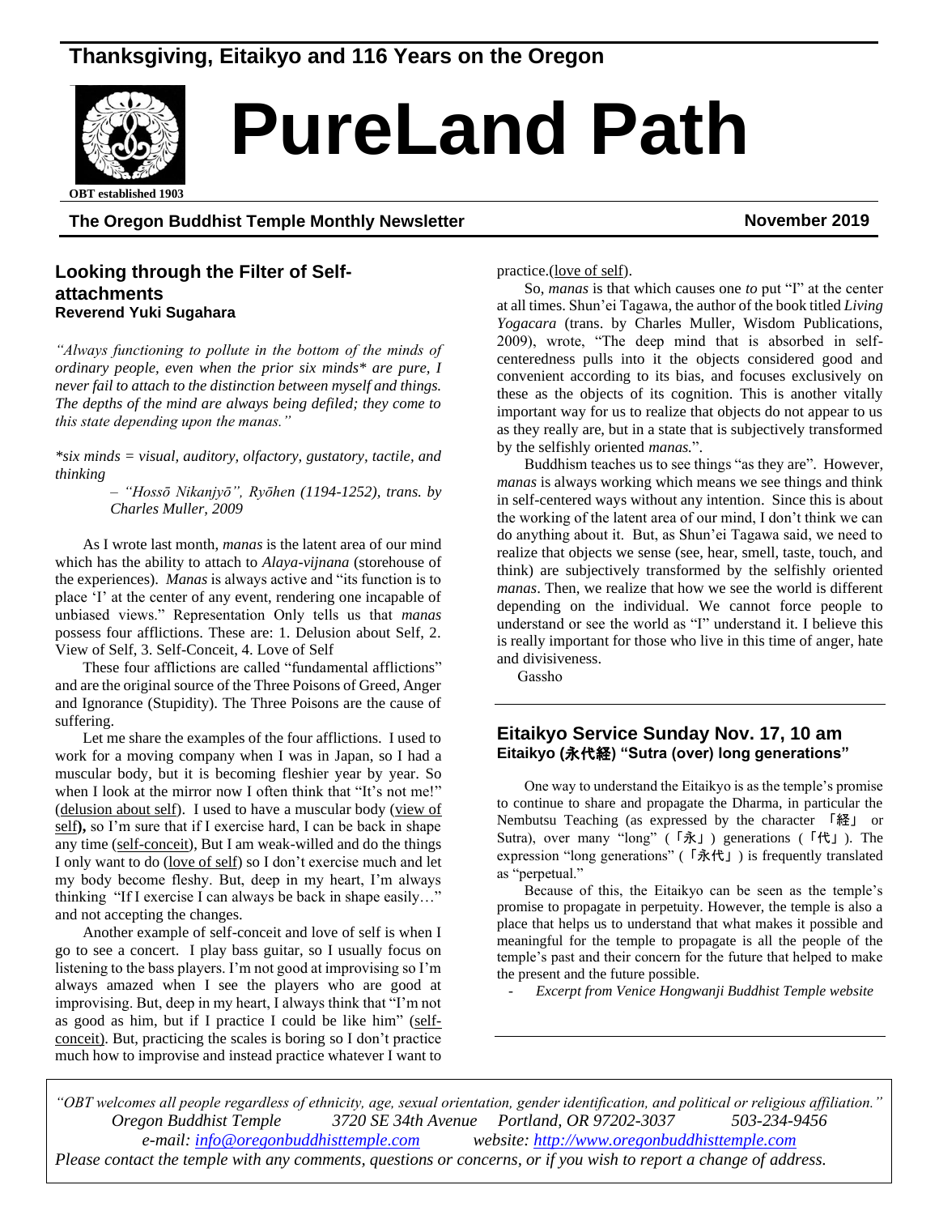**Thanksgiving, Eitaikyo and 116 Years on the Oregon**

# PureLand Path

**OBT established 1903**

**The Oregon Buddhist Temple Monthly Newsletter** **November 2019**

## Looking through the Filter of Self-attachments

**Reverend Yuki Sugahara**

*"Always functioning to pollute in the bottom of the minds of ordinary people, even when the prior six minds\* are pure, I never fail to attach to the distinction between myself and things. The depths of the mind are always being defiled; they come to this state depending upon the manas."*

*\*six minds = visual, auditory, olfactory, gustatory, tactile, and thinking*

*– "Hossō Nikanjyō", Ryōhen (1194-1252), trans. by Charles Muller, 2009*

As I wrote last month, *manas* is the latent area of our mind which has the ability to attach to *Alaya-vijnana* (storehouse of the experiences). *Manas* is always active and "its function is to place 'I' at the center of any event, rendering one incapable of unbiased views." Representation Only tells us that *manas* possess four afflictions. These are: 1. Delusion about Self, 2. View of Self, 3. Self-Conceit, 4. Love of Self

These four afflictions are called "fundamental afflictions" and are the original source of the Three Poisons of Greed, Anger and Ignorance (Stupidity). The Three Poisons are the cause of suffering.

Let me share the examples of the four afflictions. I used to work for a moving company when I was in Japan, so I had a muscular body, but it is becoming fleshier year by year. So when I look at the mirror now I often think that "It's not me!" (delusion about self). I used to have a muscular body (view of self**),** so I'm sure that if I exercise hard, I can be back in shape any time (self-conceit), But I am weak-willed and do the things I only want to do (love of self) so I don't exercise much and let my body become fleshy. But, deep in my heart, I'm always thinking "If I exercise I can always be back in shape easily…" and not accepting the changes.

Another example of self-conceit and love of self is when I go to see a concert. I play bass guitar, so I usually focus on listening to the bass players. I'm not good at improvising so I'm always amazed when I see the players who are good at improvising. But, deep in my heart, I always think that "I'm not as good as him, but if I practice I could be like him" (self-conceit). But, practicing the scales is boring so I don't practice much how to improvise and instead practice whatever I want to practice.(love of self).

So, *manas* is that which causes one *to* put "I" at the center at all times. Shun'ei Tagawa, the author of the book titled *Living Yogacara* (trans. by Charles Muller, Wisdom Publications, 2009), wrote, "The deep mind that is absorbed in self-centeredness pulls into it the objects considered good and convenient according to its bias, and focuses exclusively on these as the objects of its cognition. This is another vitally important way for us to realize that objects do not appear to us as they really are, but in a state that is subjectively transformed by the selfishly oriented *manas.*".

Buddhism teaches us to see things "as they are". However, *manas* is always working which means we see things and think in self-centered ways without any intention. Since this is about the working of the latent area of our mind, I don't think we can do anything about it. But, as Shun'ei Tagawa said, we need to realize that objects we sense (see, hear, smell, taste, touch, and think) are subjectively transformed by the selfishly oriented *manas*. Then, we realize that how we see the world is different depending on the individual. We cannot force people to understand or see the world as "I" understand it. I believe this is really important for those who live in this time of anger, hate and divisiveness.

Gassho

## Eitaikyo Service Sunday Nov. 17, 10 am

**Eitaikyo (永代経) "Sutra (over) long generations"**

One way to understand the Eitaikyo is as the temple's promise to continue to share and propagate the Dharma, in particular the Nembutsu Teaching (as expressed by the character 「経」 or Sutra), over many "long" (「永」) generations (「代」). The expression "long generations" (「永代」) is frequently translated as "perpetual."

Because of this, the Eitaikyo can be seen as the temple's promise to propagate in perpetuity. However, the temple is also a place that helps us to understand that what makes it possible and meaningful for the temple to propagate is all the people of the temple's past and their concern for the future that helped to make the present and the future possible.

- *Excerpt from Venice Hongwanji Buddhist Temple website*

*"OBT welcomes all people regardless of ethnicity, age, sexual orientation, gender identification, and political or religious affiliation."*
*Oregon Buddhist Temple 3720 SE 34th Avenue Portland, OR 97202-3037 503-234-9456*
*e-mail: info@oregonbuddhisttemple.com website: http://www.oregonbuddhisttemple.com*
*Please contact the temple with any comments, questions or concerns, or if you wish to report a change of address.*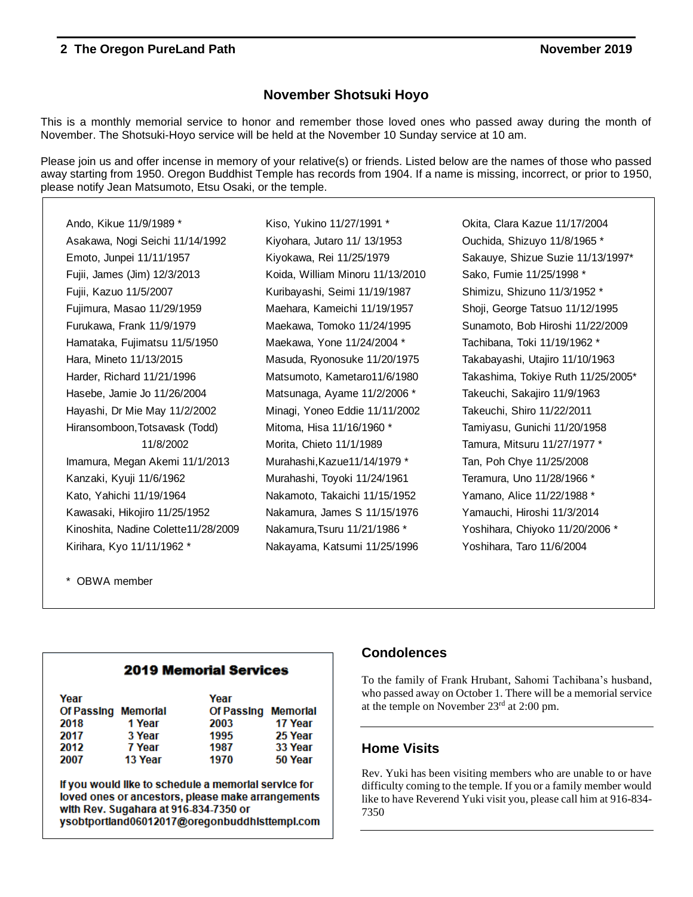## November Shotsuki Hoyo

This is a monthly memorial service to honor and remember those loved ones who passed away during the month of November. The Shotsuki-Hoyo service will be held at the November 10 Sunday service at 10 am.

Please join us and offer incense in memory of your relative(s) or friends. Listed below are the names of those who passed away starting from 1950. Oregon Buddhist Temple has records from 1904. If a name is missing, incorrect, or prior to 1950, please notify Jean Matsumoto, Etsu Osaki, or the temple.

Ando, Kikue 11/9/1989 *
Asakawa, Nogi Seichi 11/14/1992
Emoto, Junpei 11/11/1957
Fujii, James (Jim) 12/3/2013
Fujii, Kazuo 11/5/2007
Fujimura, Masao 11/29/1959
Furukawa, Frank 11/9/1979
Hamataka, Fujimatsu 11/5/1950
Hara, Mineto 11/13/2015
Harder, Richard 11/21/1996
Hasebe, Jamie Jo 11/26/2004
Hayashi, Dr Mie May 11/2/2002
Hiransomboon,Totsavask (Todd) 11/8/2002
Imamura, Megan Akemi 11/1/2013
Kanzaki, Kyuji 11/6/1962
Kato, Yahichi 11/19/1964
Kawasaki, Hikojiro 11/25/1952
Kinoshita, Nadine Colette11/28/2009
Kirihara, Kyo 11/11/1962 *
Kiso, Yukino 11/27/1991 *
Kiyohara, Jutaro 11/ 13/1953
Kiyokawa, Rei 11/25/1979
Koida, William Minoru 11/13/2010
Kuribayashi, Seimi 11/19/1987
Maehara, Kameichi 11/19/1957
Maekawa, Tomoko 11/24/1995
Maekawa, Yone 11/24/2004 *
Masuda, Ryonosuke 11/20/1975
Matsumoto, Kametaro11/6/1980
Matsunaga, Ayame 11/2/2006 *
Minagi, Yoneo Eddie 11/11/2002
Mitoma, Hisa 11/16/1960 *
Morita, Chieto 11/1/1989
Murahashi,Kazue11/14/1979 *
Murahashi, Toyoki 11/24/1961
Nakamoto, Takaichi 11/15/1952
Nakamura, James S 11/15/1976
Nakamura,Tsuru 11/21/1986 *
Nakayama, Katsumi 11/25/1996
Okita, Clara Kazue 11/17/2004
Ouchida, Shizuyo 11/8/1965 *
Sakauye, Shizue Suzie 11/13/1997*
Sako, Fumie 11/25/1998 *
Shimizu, Shizuno 11/3/1952 *
Shoji, George Tatsuo 11/12/1995
Sunamoto, Bob Hiroshi 11/22/2009
Tachibana, Toki 11/19/1962 *
Takabayashi, Utajiro 11/10/1963
Takashima, Tokiye Ruth 11/25/2005*
Takeuchi, Sakajiro 11/9/1963
Takeuchi, Shiro 11/22/2011
Tamiyasu, Gunichi 11/20/1958
Tamura, Mitsuru 11/27/1977 *
Tan, Poh Chye 11/25/2008
Teramura, Uno 11/28/1966 *
Yamano, Alice 11/22/1988 *
Yamauchi, Hiroshi 11/3/2014
Yoshihara, Chiyoko 11/20/2006 *
Yoshihara, Taro 11/6/2004

\* OBWA member

### 2019 Memorial Services

| Year Of Passing | Memorial | Year Of Passing | Memorial |
|---|---|---|---|
| 2018 | 1 Year | 2003 | 17 Year |
| 2017 | 3 Year | 1995 | 25 Year |
| 2012 | 7 Year | 1987 | 33 Year |
| 2007 | 13 Year | 1970 | 50 Year |

**If you would like to schedule a memorial service for loved ones or ancestors, please make arrangements with Rev. Sugahara at 916-834-7350 or ysobtportland06012017@oregonbuddhisttempl.com**

## Condolences

To the family of Frank Hrubant, Sahomi Tachibana's husband, who passed away on October 1. There will be a memorial service at the temple on November 23rd at 2:00 pm.

## Home Visits

Rev. Yuki has been visiting members who are unable to or have difficulty coming to the temple. If you or a family member would like to have Reverend Yuki visit you, please call him at 916-834-7350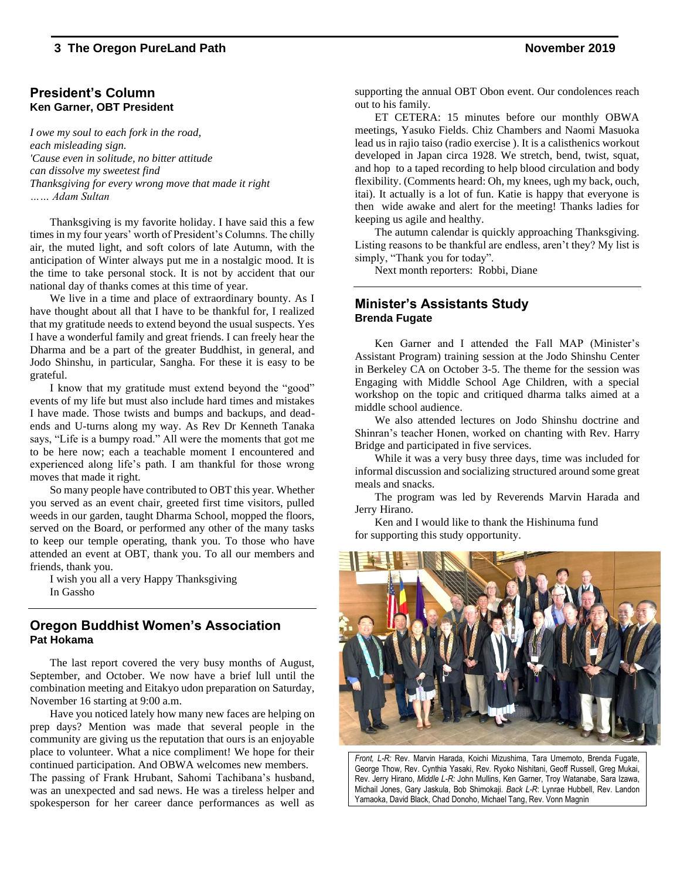## President's Column

**Ken Garner, OBT President**

*I owe my soul to each fork in the road,*
*each misleading sign.*
*'Cause even in solitude, no bitter attitude*
*can dissolve my sweetest find*
*Thanksgiving for every wrong move that made it right*
*…… Adam Sultan*

Thanksgiving is my favorite holiday. I have said this a few times in my four years' worth of President's Columns. The chilly air, the muted light, and soft colors of late Autumn, with the anticipation of Winter always put me in a nostalgic mood. It is the time to take personal stock. It is not by accident that our national day of thanks comes at this time of year.

We live in a time and place of extraordinary bounty. As I have thought about all that I have to be thankful for, I realized that my gratitude needs to extend beyond the usual suspects. Yes I have a wonderful family and great friends. I can freely hear the Dharma and be a part of the greater Buddhist, in general, and Jodo Shinshu, in particular, Sangha. For these it is easy to be grateful.

I know that my gratitude must extend beyond the "good" events of my life but must also include hard times and mistakes I have made. Those twists and bumps and backups, and dead-ends and U-turns along my way. As Rev Dr Kenneth Tanaka says, "Life is a bumpy road." All were the moments that got me to be here now; each a teachable moment I encountered and experienced along life's path. I am thankful for those wrong moves that made it right.

So many people have contributed to OBT this year. Whether you served as an event chair, greeted first time visitors, pulled weeds in our garden, taught Dharma School, mopped the floors, served on the Board, or performed any other of the many tasks to keep our temple operating, thank you. To those who have attended an event at OBT, thank you. To all our members and friends, thank you.

I wish you all a very Happy Thanksgiving
In Gassho

## Oregon Buddhist Women's Association

**Pat Hokama**

The last report covered the very busy months of August, September, and October. We now have a brief lull until the combination meeting and Eitakyo udon preparation on Saturday, November 16 starting at 9:00 a.m.

Have you noticed lately how many new faces are helping on prep days? Mention was made that several people in the community are giving us the reputation that ours is an enjoyable place to volunteer. What a nice compliment! We hope for their continued participation. And OBWA welcomes new members.
The passing of Frank Hrubant, Sahomi Tachibana's husband, was an unexpected and sad news. He was a tireless helper and spokesperson for her career dance performances as well as supporting the annual OBT Obon event. Our condolences reach out to his family.

ET CETERA: 15 minutes before our monthly OBWA meetings, Yasuko Fields. Chiz Chambers and Naomi Masuoka lead us in rajio taiso (radio exercise ). It is a calisthenics workout developed in Japan circa 1928. We stretch, bend, twist, squat, and hop to a taped recording to help blood circulation and body flexibility. (Comments heard: Oh, my knees, ugh my back, ouch, itai). It actually is a lot of fun. Katie is happy that everyone is then wide awake and alert for the meeting! Thanks ladies for keeping us agile and healthy.

The autumn calendar is quickly approaching Thanksgiving. Listing reasons to be thankful are endless, aren't they? My list is simply, "Thank you for today".

Next month reporters: Robbi, Diane

## Minister's Assistants Study

**Brenda Fugate**

Ken Garner and I attended the Fall MAP (Minister's Assistant Program) training session at the Jodo Shinshu Center in Berkeley CA on October 3-5. The theme for the session was Engaging with Middle School Age Children, with a special workshop on the topic and critiqued dharma talks aimed at a middle school audience.

We also attended lectures on Jodo Shinshu doctrine and Shinran's teacher Honen, worked on chanting with Rev. Harry Bridge and participated in five services.

While it was a very busy three days, time was included for informal discussion and socializing structured around some great meals and snacks.

The program was led by Reverends Marvin Harada and Jerry Hirano.

Ken and I would like to thank the Hishinuma fund for supporting this study opportunity.

*Front, L-R:* Rev. Marvin Harada, Koichi Mizushima, Tara Umemoto, Brenda Fugate, George Thow, Rev. Cynthia Yasaki, Rev. Ryoko Nishitani, Geoff Russell, Greg Mukai, Rev. Jerry Hirano, *Middle L-R:* John Mullins, Ken Garner, Troy Watanabe, Sara Izawa, Michail Jones, Gary Jaskula, Bob Shimokaji. *Back L-R:* Lynrae Hubbell, Rev. Landon Yamaoka, David Black, Chad Donoho, Michael Tang, Rev. Vonn Magnin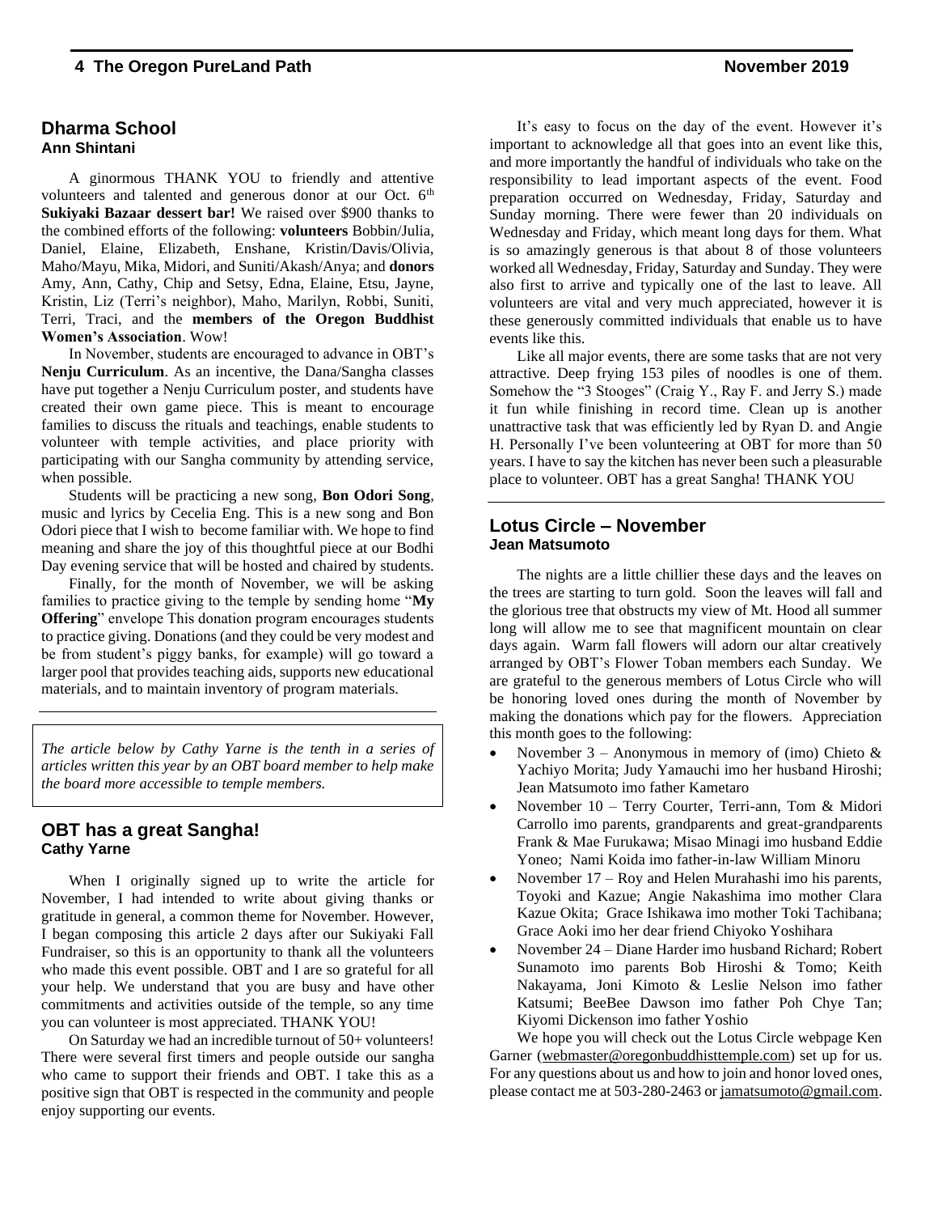## Dharma School

**Ann Shintani**

A ginormous THANK YOU to friendly and attentive volunteers and talented and generous donor at our Oct. 6th **Sukiyaki Bazaar dessert bar!** We raised over $900 thanks to the combined efforts of the following: **volunteers** Bobbin/Julia, Daniel, Elaine, Elizabeth, Enshane, Kristin/Davis/Olivia, Maho/Mayu, Mika, Midori, and Suniti/Akash/Anya; and **donors** Amy, Ann, Cathy, Chip and Setsy, Edna, Elaine, Etsu, Jayne, Kristin, Liz (Terri's neighbor), Maho, Marilyn, Robbi, Suniti, Terri, Traci, and the **members of the Oregon Buddhist Women's Association**. Wow!

In November, students are encouraged to advance in OBT's **Nenju Curriculum**. As an incentive, the Dana/Sangha classes have put together a Nenju Curriculum poster, and students have created their own game piece. This is meant to encourage families to discuss the rituals and teachings, enable students to volunteer with temple activities, and place priority with participating with our Sangha community by attending service, when possible.

Students will be practicing a new song, **Bon Odori Song**, music and lyrics by Cecelia Eng. This is a new song and Bon Odori piece that I wish to become familiar with. We hope to find meaning and share the joy of this thoughtful piece at our Bodhi Day evening service that will be hosted and chaired by students.

Finally, for the month of November, we will be asking families to practice giving to the temple by sending home "**My Offering**" envelope This donation program encourages students to practice giving. Donations (and they could be very modest and be from student's piggy banks, for example) will go toward a larger pool that provides teaching aids, supports new educational materials, and to maintain inventory of program materials.

---

*The article below by Cathy Yarne is the tenth in a series of articles written this year by an OBT board member to help make the board more accessible to temple members.*

## OBT has a great Sangha!

**Cathy Yarne**

When I originally signed up to write the article for November, I had intended to write about giving thanks or gratitude in general, a common theme for November. However, I began composing this article 2 days after our Sukiyaki Fall Fundraiser, so this is an opportunity to thank all the volunteers who made this event possible. OBT and I are so grateful for all your help. We understand that you are busy and have other commitments and activities outside of the temple, so any time you can volunteer is most appreciated. THANK YOU!

On Saturday we had an incredible turnout of 50+ volunteers! There were several first timers and people outside our sangha who came to support their friends and OBT. I take this as a positive sign that OBT is respected in the community and people enjoy supporting our events.

It's easy to focus on the day of the event. However it's important to acknowledge all that goes into an event like this, and more importantly the handful of individuals who take on the responsibility to lead important aspects of the event. Food preparation occurred on Wednesday, Friday, Saturday and Sunday morning. There were fewer than 20 individuals on Wednesday and Friday, which meant long days for them. What is so amazingly generous is that about 8 of those volunteers worked all Wednesday, Friday, Saturday and Sunday. They were also first to arrive and typically one of the last to leave. All volunteers are vital and very much appreciated, however it is these generously committed individuals that enable us to have events like this.

Like all major events, there are some tasks that are not very attractive. Deep frying 153 piles of noodles is one of them. Somehow the "3 Stooges" (Craig Y., Ray F. and Jerry S.) made it fun while finishing in record time. Clean up is another unattractive task that was efficiently led by Ryan D. and Angie H. Personally I've been volunteering at OBT for more than 50 years. I have to say the kitchen has never been such a pleasurable place to volunteer. OBT has a great Sangha! THANK YOU

---

## Lotus Circle – November

**Jean Matsumoto**

The nights are a little chillier these days and the leaves on the trees are starting to turn gold. Soon the leaves will fall and the glorious tree that obstructs my view of Mt. Hood all summer long will allow me to see that magnificent mountain on clear days again. Warm fall flowers will adorn our altar creatively arranged by OBT's Flower Toban members each Sunday. We are grateful to the generous members of Lotus Circle who will be honoring loved ones during the month of November by making the donations which pay for the flowers. Appreciation this month goes to the following:

- November 3 – Anonymous in memory of (imo) Chieto & Yachiyo Morita; Judy Yamauchi imo her husband Hiroshi; Jean Matsumoto imo father Kametaro
- November 10 – Terry Courter, Terri-ann, Tom & Midori Carrollo imo parents, grandparents and great-grandparents Frank & Mae Furukawa; Misao Minagi imo husband Eddie Yoneo; Nami Koida imo father-in-law William Minoru
- November 17 – Roy and Helen Murahashi imo his parents, Toyoki and Kazue; Angie Nakashima imo mother Clara Kazue Okita; Grace Ishikawa imo mother Toki Tachibana; Grace Aoki imo her dear friend Chiyoko Yoshihara
- November 24 – Diane Harder imo husband Richard; Robert Sunamoto imo parents Bob Hiroshi & Tomo; Keith Nakayama, Joni Kimoto & Leslie Nelson imo father Katsumi; BeeBee Dawson imo father Poh Chye Tan; Kiyomi Dickenson imo father Yoshio

We hope you will check out the Lotus Circle webpage Ken Garner (webmaster@oregonbuddhisttemple.com) set up for us. For any questions about us and how to join and honor loved ones, please contact me at 503-280-2463 or jamatsumoto@gmail.com.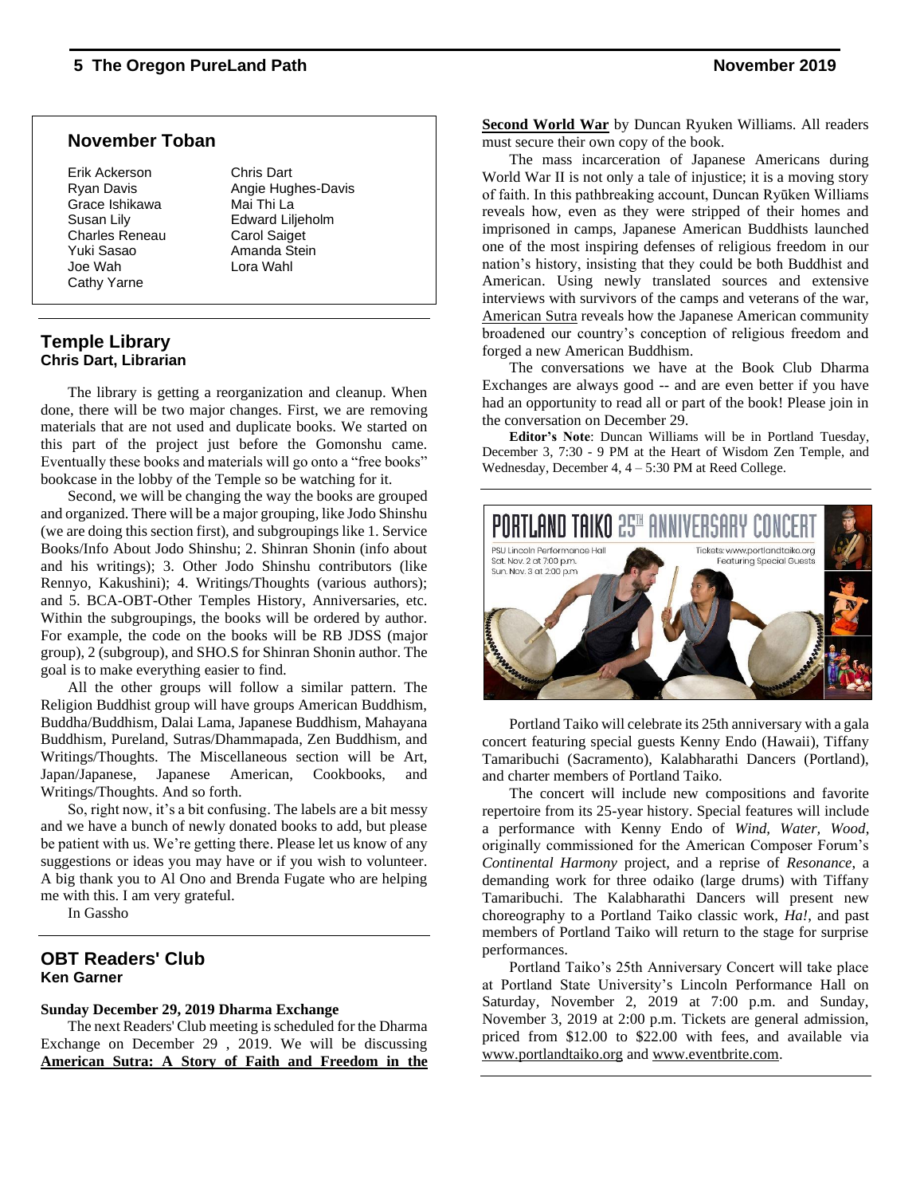## November Toban

| | |
|---|---|
| Erik Ackerson | Chris Dart |
| Ryan Davis | Angie Hughes-Davis |
| Grace Ishikawa | Mai Thi La |
| Susan Lily | Edward Liljeholm |
| Charles Reneau | Carol Saiget |
| Yuki Sasao | Amanda Stein |
| Joe Wah | Lora Wahl |
| Cathy Yarne | |

## Temple Library
**Chris Dart, Librarian**

The library is getting a reorganization and cleanup. When done, there will be two major changes. First, we are removing materials that are not used and duplicate books. We started on this part of the project just before the Gomonshu came. Eventually these books and materials will go onto a "free books" bookcase in the lobby of the Temple so be watching for it.

Second, we will be changing the way the books are grouped and organized. There will be a major grouping, like Jodo Shinshu (we are doing this section first), and subgroupings like 1. Service Books/Info About Jodo Shinshu; 2. Shinran Shonin (info about and his writings); 3. Other Jodo Shinshu contributors (like Rennyo, Kakushini); 4. Writings/Thoughts (various authors); and 5. BCA-OBT-Other Temples History, Anniversaries, etc. Within the subgroupings, the books will be ordered by author. For example, the code on the books will be RB JDSS (major group), 2 (subgroup), and SHO.S for Shinran Shonin author. The goal is to make everything easier to find.

All the other groups will follow a similar pattern. The Religion Buddhist group will have groups American Buddhism, Buddha/Buddhism, Dalai Lama, Japanese Buddhism, Mahayana Buddhism, Pureland, Sutras/Dhammapada, Zen Buddhism, and Writings/Thoughts. The Miscellaneous section will be Art, Japan/Japanese, Japanese American, Cookbooks, and Writings/Thoughts. And so forth.

So, right now, it's a bit confusing. The labels are a bit messy and we have a bunch of newly donated books to add, but please be patient with us. We're getting there. Please let us know of any suggestions or ideas you may have or if you wish to volunteer. A big thank you to Al Ono and Brenda Fugate who are helping me with this. I am very grateful.

In Gassho

## OBT Readers' Club
**Ken Garner**

**Sunday December 29, 2019 Dharma Exchange**

The next Readers' Club meeting is scheduled for the Dharma Exchange on December 29 , 2019. We will be discussing **American Sutra: A Story of Faith and Freedom in the Second World War** by Duncan Ryuken Williams. All readers must secure their own copy of the book.

The mass incarceration of Japanese Americans during World War II is not only a tale of injustice; it is a moving story of faith. In this pathbreaking account, Duncan Ryūken Williams reveals how, even as they were stripped of their homes and imprisoned in camps, Japanese American Buddhists launched one of the most inspiring defenses of religious freedom in our nation's history, insisting that they could be both Buddhist and American. Using newly translated sources and extensive interviews with survivors of the camps and veterans of the war, American Sutra reveals how the Japanese American community broadened our country's conception of religious freedom and forged a new American Buddhism.

The conversations we have at the Book Club Dharma Exchanges are always good -- and are even better if you have had an opportunity to read all or part of the book! Please join in the conversation on December 29.

**Editor's Note**: Duncan Williams will be in Portland Tuesday, December 3, 7:30 - 9 PM at the Heart of Wisdom Zen Temple, and Wednesday, December 4, 4 – 5:30 PM at Reed College.

PORTLAND TAIKO 25TH ANNIVERSARY CONCERT

PSU Lincoln Performance Hall
Sat. Nov. 2 at 7:00 p.m.
Sun. Nov. 3 at 2:00 p.m.

Tickets: www.portlandtaiko.org
Featuring Special Guests

Portland Taiko will celebrate its 25th anniversary with a gala concert featuring special guests Kenny Endo (Hawaii), Tiffany Tamaribuchi (Sacramento), Kalabharathi Dancers (Portland), and charter members of Portland Taiko.

The concert will include new compositions and favorite repertoire from its 25-year history. Special features will include a performance with Kenny Endo of *Wind, Water, Wood*, originally commissioned for the American Composer Forum's *Continental Harmony* project, and a reprise of *Resonance*, a demanding work for three odaiko (large drums) with Tiffany Tamaribuchi. The Kalabharathi Dancers will present new choreography to a Portland Taiko classic work, *Ha!*, and past members of Portland Taiko will return to the stage for surprise performances.

Portland Taiko's 25th Anniversary Concert will take place at Portland State University's Lincoln Performance Hall on Saturday, November 2, 2019 at 7:00 p.m. and Sunday, November 3, 2019 at 2:00 p.m. Tickets are general admission, priced from $12.00 to $22.00 with fees, and available via www.portlandtaiko.org and www.eventbrite.com.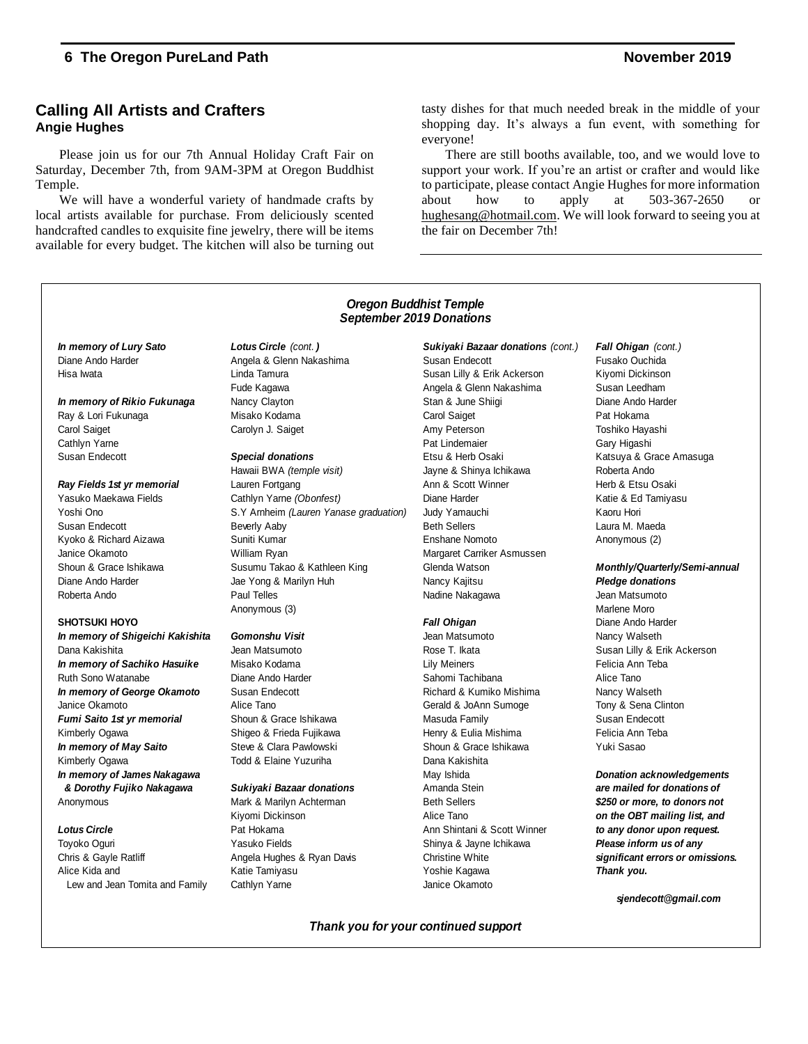## Calling All Artists and Crafters

**Angie Hughes**

Please join us for our 7th Annual Holiday Craft Fair on Saturday, December 7th, from 9AM-3PM at Oregon Buddhist Temple.

We will have a wonderful variety of handmade crafts by local artists available for purchase. From deliciously scented handcrafted candles to exquisite fine jewelry, there will be items available for every budget. The kitchen will also be turning out tasty dishes for that much needed break in the middle of your shopping day. It's always a fun event, with something for everyone!

There are still booths available, too, and we would love to support your work. If you're an artist or crafter and would like to participate, please contact Angie Hughes for more information about how to apply at 503-367-2650 or hughesang@hotmail.com. We will look forward to seeing you at the fair on December 7th!

---

### *Oregon Buddhist Temple September 2019 Donations*

***In memory of Lury Sato***
Diane Ando Harder
Hisa Iwata

***In memory of Rikio Fukunaga***
Ray & Lori Fukunaga
Carol Saiget
Cathlyn Yarne
Susan Endecott

***Ray Fields 1st yr memorial***
Yasuko Maekawa Fields
Yoshi Ono
Susan Endecott
Kyoko & Richard Aizawa
Janice Okamoto
Shoun & Grace Ishikawa
Diane Ando Harder
Roberta Ando

**SHOTSUKI HOYO**
***In memory of Shigeichi Kakishita***
Dana Kakishita
***In memory of Sachiko Hasuike***
Ruth Sono Watanabe
***In memory of George Okamoto***
Janice Okamoto
***Fumi Saito 1st yr memorial***
Kimberly Ogawa
***In memory of May Saito***
Kimberly Ogawa
***In memory of James Nakagawa & Dorothy Fujiko Nakagawa***
Anonymous

***Lotus Circle***
Toyoko Oguri
Chris & Gayle Ratliff
Alice Kida and Lew and Jean Tomita and Family

***Lotus Circle** (cont.)*
Angela & Glenn Nakashima
Linda Tamura
Fude Kagawa
Nancy Clayton
Misako Kodama
Carolyn J. Saiget

***Special donations***
Hawaii BWA *(temple visit)*
Lauren Fortgang
Cathlyn Yarne *(Obonfest)*
S.Y Arnheim *(Lauren Yanase graduation)*
Beverly Aaby
Suniti Kumar
William Ryan
Susumu Takao & Kathleen King
Jae Yong & Marilyn Huh
Paul Telles
Anonymous (3)

***Gomonshu Visit***
Jean Matsumoto
Misako Kodama
Diane Ando Harder
Susan Endecott
Alice Tano
Shoun & Grace Ishikawa
Shigeo & Frieda Fujikawa
Steve & Clara Pawlowski
Todd & Elaine Yuzuriha

***Sukiyaki Bazaar donations***
Mark & Marilyn Achterman
Kiyomi Dickinson
Pat Hokama
Yasuko Fields
Angela Hughes & Ryan Davis
Katie Tamiyasu
Cathlyn Yarne

***Sukiyaki Bazaar donations** (cont.)*
Susan Endecott
Susan Lilly & Erik Ackerson
Angela & Glenn Nakashima
Stan & June Shiigi
Carol Saiget
Amy Peterson
Pat Lindemaier
Etsu & Herb Osaki
Jayne & Shinya Ichikawa
Ann & Scott Winner
Diane Harder
Judy Yamauchi
Beth Sellers
Enshane Nomoto
Margaret Carriker Asmussen
Glenda Watson
Nancy Kajitsu
Nadine Nakagawa

***Fall Ohigan***
Jean Matsumoto
Rose T. Ikata
Lily Meiners
Sahomi Tachibana
Richard & Kumiko Mishima
Gerald & JoAnn Sumoge
Masuda Family
Henry & Eulia Mishima
Shoun & Grace Ishikawa
Dana Kakishita
May Ishida
Amanda Stein
Beth Sellers
Alice Tano
Ann Shintani & Scott Winner
Shinya & Jayne Ichikawa
Christine White
Yoshie Kagawa
Janice Okamoto

***Fall Ohigan** (cont.)*
Fusako Ouchida
Kiyomi Dickinson
Susan Leedham
Diane Ando Harder
Pat Hokama
Toshiko Hayashi
Gary Higashi
Katsuya & Grace Amasuga
Roberta Ando
Herb & Etsu Osaki
Katie & Ed Tamiyasu
Kaoru Hori
Laura M. Maeda
Anonymous (2)

***Monthly/Quarterly/Semi-annual Pledge donations***
Jean Matsumoto
Marlene Moro
Diane Ando Harder
Nancy Walseth
Susan Lilly & Erik Ackerson
Felicia Ann Teba
Alice Tano
Nancy Walseth
Tony & Sena Clinton
Susan Endecott
Felicia Ann Teba
Yuki Sasao

***Donation acknowledgements are mailed for donations of $250 or more, to donors not on the OBT mailing list, and to any donor upon request. Please inform us of any significant errors or omissions. Thank you.***

***sjendecott@gmail.com***

***Thank you for your continued support***